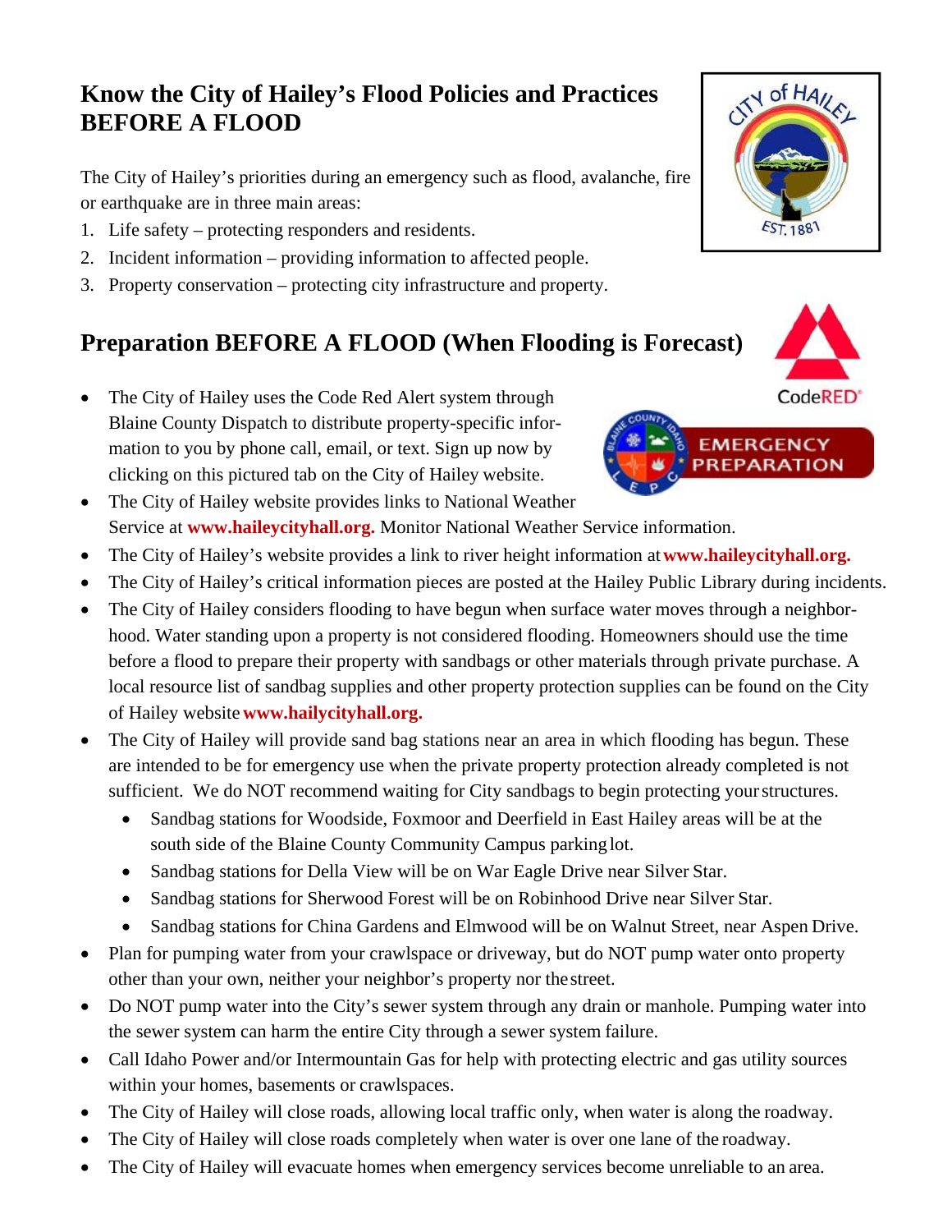## Know the City of Hailey's Flood Policies and Practices BEFORE A FLOOD

The City of Hailey's priorities during an emergency such as flood, avalanche, fire or earthquake are in three main areas:

1. Life safety – protecting responders and residents.
2. Incident information – providing information to affected people.
3. Property conservation – protecting city infrastructure and property.

## Preparation BEFORE A FLOOD (When Flooding is Forecast)

- The City of Hailey uses the Code Red Alert system through Blaine County Dispatch to distribute property-specific information to you by phone call, email, or text. Sign up now by clicking on this pictured tab on the City of Hailey website.
- The City of Hailey website provides links to National Weather Service at **www.haileycityhall.org.** Monitor National Weather Service information.
- The City of Hailey's website provides a link to river height information at **www.haileycityhall.org.**
- The City of Hailey's critical information pieces are posted at the Hailey Public Library during incidents.
- The City of Hailey considers flooding to have begun when surface water moves through a neighborhood. Water standing upon a property is not considered flooding. Homeowners should use the time before a flood to prepare their property with sandbags or other materials through private purchase. A local resource list of sandbag supplies and other property protection supplies can be found on the City of Hailey website **www.hailycityhall.org.**
- The City of Hailey will provide sand bag stations near an area in which flooding has begun. These are intended to be for emergency use when the private property protection already completed is not sufficient. We do NOT recommend waiting for City sandbags to begin protecting your structures.
  - Sandbag stations for Woodside, Foxmoor and Deerfield in East Hailey areas will be at the south side of the Blaine County Community Campus parking lot.
  - Sandbag stations for Della View will be on War Eagle Drive near Silver Star.
  - Sandbag stations for Sherwood Forest will be on Robinhood Drive near Silver Star.
  - Sandbag stations for China Gardens and Elmwood will be on Walnut Street, near Aspen Drive.
- Plan for pumping water from your crawlspace or driveway, but do NOT pump water onto property other than your own, neither your neighbor's property nor the street.
- Do NOT pump water into the City's sewer system through any drain or manhole. Pumping water into the sewer system can harm the entire City through a sewer system failure.
- Call Idaho Power and/or Intermountain Gas for help with protecting electric and gas utility sources within your homes, basements or crawlspaces.
- The City of Hailey will close roads, allowing local traffic only, when water is along the roadway.
- The City of Hailey will close roads completely when water is over one lane of the roadway.
- The City of Hailey will evacuate homes when emergency services become unreliable to an area.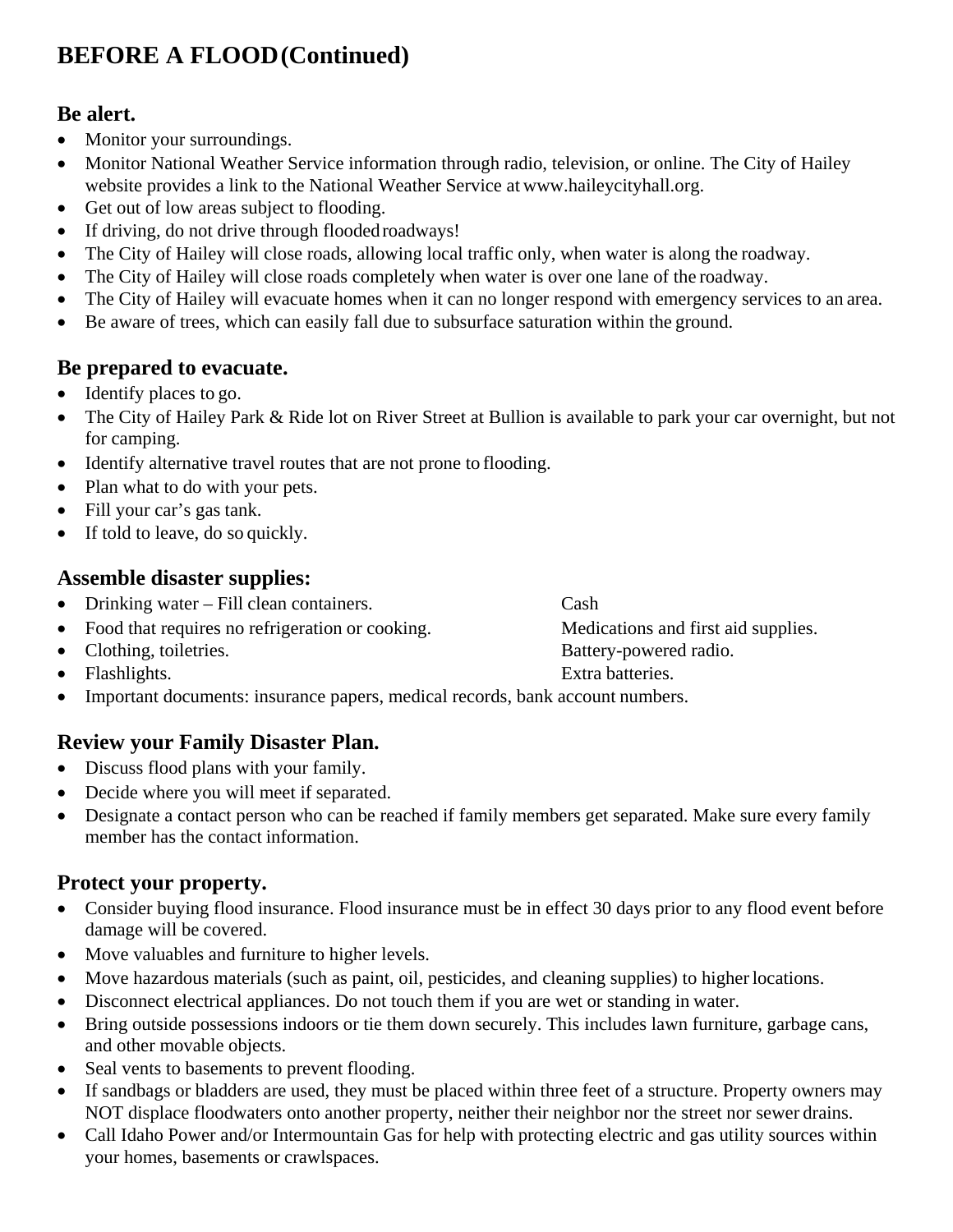# BEFORE A FLOOD (Continued)

## Be alert.

- Monitor your surroundings.
- Monitor National Weather Service information through radio, television, or online. The City of Hailey website provides a link to the National Weather Service at www.haileycityhall.org.
- Get out of low areas subject to flooding.
- If driving, do not drive through flooded roadways!
- The City of Hailey will close roads, allowing local traffic only, when water is along the roadway.
- The City of Hailey will close roads completely when water is over one lane of the roadway.
- The City of Hailey will evacuate homes when it can no longer respond with emergency services to an area.
- Be aware of trees, which can easily fall due to subsurface saturation within the ground.

## Be prepared to evacuate.

- Identify places to go.
- The City of Hailey Park & Ride lot on River Street at Bullion is available to park your car overnight, but not for camping.
- Identify alternative travel routes that are not prone to flooding.
- Plan what to do with your pets.
- Fill your car's gas tank.
- If told to leave, do so quickly.

## Assemble disaster supplies:

- Drinking water – Fill clean containers.
- Food that requires no refrigeration or cooking.
- Clothing, toiletries.
- Flashlights.
- Cash
- Medications and first aid supplies.
- Battery-powered radio.
- Extra batteries.
- Important documents: insurance papers, medical records, bank account numbers.

## Review your Family Disaster Plan.

- Discuss flood plans with your family.
- Decide where you will meet if separated.
- Designate a contact person who can be reached if family members get separated. Make sure every family member has the contact information.

## Protect your property.

- Consider buying flood insurance. Flood insurance must be in effect 30 days prior to any flood event before damage will be covered.
- Move valuables and furniture to higher levels.
- Move hazardous materials (such as paint, oil, pesticides, and cleaning supplies) to higher locations.
- Disconnect electrical appliances. Do not touch them if you are wet or standing in water.
- Bring outside possessions indoors or tie them down securely. This includes lawn furniture, garbage cans, and other movable objects.
- Seal vents to basements to prevent flooding.
- If sandbags or bladders are used, they must be placed within three feet of a structure. Property owners may NOT displace floodwaters onto another property, neither their neighbor nor the street nor sewer drains.
- Call Idaho Power and/or Intermountain Gas for help with protecting electric and gas utility sources within your homes, basements or crawlspaces.